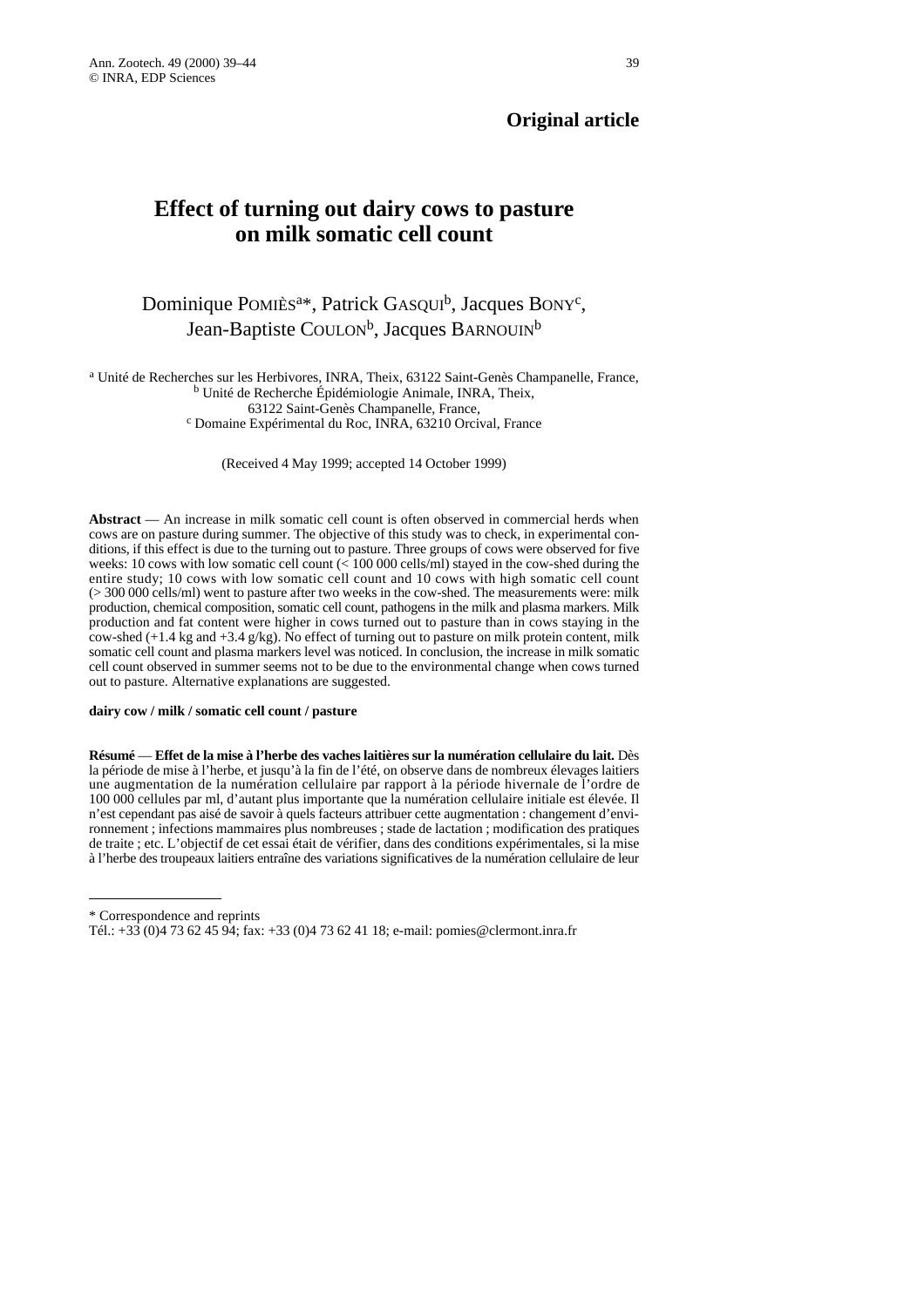**Original article**

# Effect of turning out dairy cows to pasture on milk somatic cell count

Dominique POMIÈS[a]*, Patrick GASQUI[b], Jacques BONY[c], Jean-Baptiste COULON[b], Jacques BARNOUIN[b]

[a] Unité de Recherches sur les Herbivores, INRA, Theix, 63122 Saint-Genès Champanelle, France,
[b] Unité de Recherche Épidémiologie Animale, INRA, Theix, 63122 Saint-Genès Champanelle, France,
[c] Domaine Expérimental du Roc, INRA, 63210 Orcival, France

(Received 4 May 1999; accepted 14 October 1999)

**Abstract** — An increase in milk somatic cell count is often observed in commercial herds when cows are on pasture during summer. The objective of this study was to check, in experimental conditions, if this effect is due to the turning out to pasture. Three groups of cows were observed for five weeks: 10 cows with low somatic cell count (< 100 000 cells/ml) stayed in the cow-shed during the entire study; 10 cows with low somatic cell count and 10 cows with high somatic cell count (> 300 000 cells/ml) went to pasture after two weeks in the cow-shed. The measurements were: milk production, chemical composition, somatic cell count, pathogens in the milk and plasma markers. Milk production and fat content were higher in cows turned out to pasture than in cows staying in the cow-shed (+1.4 kg and +3.4 g/kg). No effect of turning out to pasture on milk protein content, milk somatic cell count and plasma markers level was noticed. In conclusion, the increase in milk somatic cell count observed in summer seems not to be due to the environmental change when cows turned out to pasture. Alternative explanations are suggested.

**dairy cow / milk / somatic cell count / pasture**

**Résumé** — **Effet de la mise à l'herbe des vaches laitières sur la numération cellulaire du lait.** Dès la période de mise à l'herbe, et jusqu'à la fin de l'été, on observe dans de nombreux élevages laitiers une augmentation de la numération cellulaire par rapport à la période hivernale de l'ordre de 100 000 cellules par ml, d'autant plus importante que la numération cellulaire initiale est élevée. Il n'est cependant pas aisé de savoir à quels facteurs attribuer cette augmentation : changement d'environnement ; infections mammaires plus nombreuses ; stade de lactation ; modification des pratiques de traite ; etc. L'objectif de cet essai était de vérifier, dans des conditions expérimentales, si la mise à l'herbe des troupeaux laitiers entraîne des variations significatives de la numération cellulaire de leur

---

* Correspondence and reprints
Tél.: +33 (0)4 73 62 45 94; fax: +33 (0)4 73 62 41 18; e-mail: pomies@clermont.inra.fr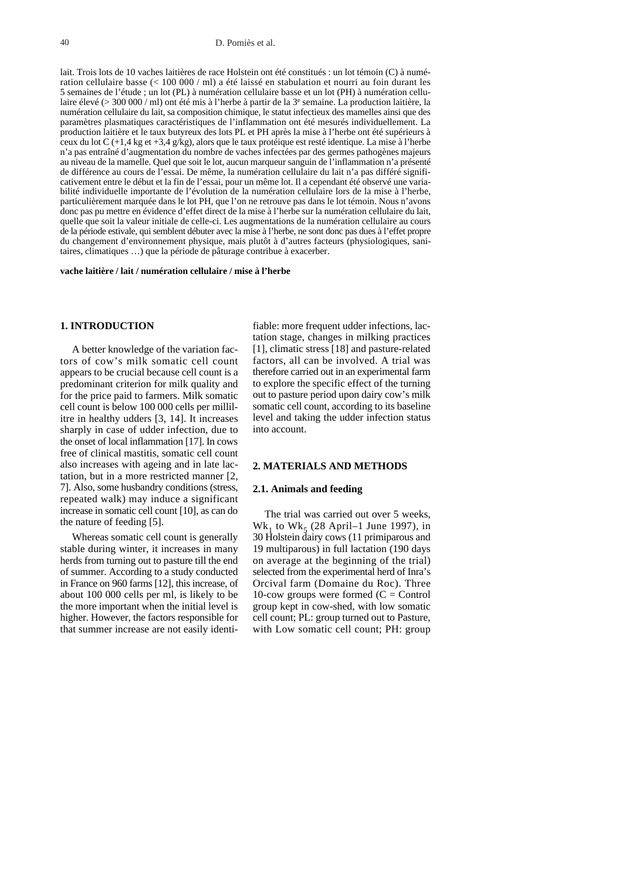lait. Trois lots de 10 vaches laitières de race Holstein ont été constitués : un lot témoin (C) à numération cellulaire basse (< 100 000 / ml) a été laissé en stabulation et nourri au foin durant les 5 semaines de l'étude ; un lot (PL) à numération cellulaire basse et un lot (PH) à numération cellulaire élevé (> 300 000 / ml) ont été mis à l'herbe à partir de la 3[e] semaine. La production laitière, la numération cellulaire du lait, sa composition chimique, le statut infectieux des mamelles ainsi que des paramètres plasmatiques caractéristiques de l'inflammation ont été mesurés individuellement. La production laitière et le taux butyreux des lots PL et PH après la mise à l'herbe ont été supérieurs à ceux du lot C (+1,4 kg et +3,4 g/kg), alors que le taux protéique est resté identique. La mise à l'herbe n'a pas entraîné d'augmentation du nombre de vaches infectées par des germes pathogènes majeurs au niveau de la mamelle. Quel que soit le lot, aucun marqueur sanguin de l'inflammation n'a présenté de différence au cours de l'essai. De même, la numération cellulaire du lait n'a pas différé significativement entre le début et la fin de l'essai, pour un même lot. Il a cependant été observé une variabilité individuelle importante de l'évolution de la numération cellulaire lors de la mise à l'herbe, particulièrement marquée dans le lot PH, que l'on ne retrouve pas dans le lot témoin. Nous n'avons donc pas pu mettre en évidence d'effet direct de la mise à l'herbe sur la numération cellulaire du lait, quelle que soit la valeur initiale de celle-ci. Les augmentations de la numération cellulaire au cours de la période estivale, qui semblent débuter avec la mise à l'herbe, ne sont donc pas dues à l'effet propre du changement d'environnement physique, mais plutôt à d'autres facteurs (physiologiques, sanitaires, climatiques …) que la période de pâturage contribue à exacerber.

**vache laitière / lait / numération cellulaire / mise à l'herbe**

## 1. INTRODUCTION

A better knowledge of the variation factors of cow's milk somatic cell count appears to be crucial because cell count is a predominant criterion for milk quality and for the price paid to farmers. Milk somatic cell count is below 100 000 cells per millilitre in healthy udders [3, 14]. It increases sharply in case of udder infection, due to the onset of local inflammation [17]. In cows free of clinical mastitis, somatic cell count also increases with ageing and in late lactation, but in a more restricted manner [2, 7]. Also, some husbandry conditions (stress, repeated walk) may induce a significant increase in somatic cell count [10], as can do the nature of feeding [5].

Whereas somatic cell count is generally stable during winter, it increases in many herds from turning out to pasture till the end of summer. According to a study conducted in France on 960 farms [12], this increase, of about 100 000 cells per ml, is likely to be the more important when the initial level is higher. However, the factors responsible for that summer increase are not easily identifiable: more frequent udder infections, lactation stage, changes in milking practices [1], climatic stress [18] and pasture-related factors, all can be involved. A trial was therefore carried out in an experimental farm to explore the specific effect of the turning out to pasture period upon dairy cow's milk somatic cell count, according to its baseline level and taking the udder infection status into account.

## 2. MATERIALS AND METHODS

### 2.1. Animals and feeding

The trial was carried out over 5 weeks, $Wk_1$ to $Wk_5$ (28 April–1 June 1997), in 30 Holstein dairy cows (11 primiparous and 19 multiparous) in full lactation (190 days on average at the beginning of the trial) selected from the experimental herd of Inra's Orcival farm (Domaine du Roc). Three 10-cow groups were formed (C = Control group kept in cow-shed, with low somatic cell count; PL: group turned out to Pasture, with Low somatic cell count; PH: group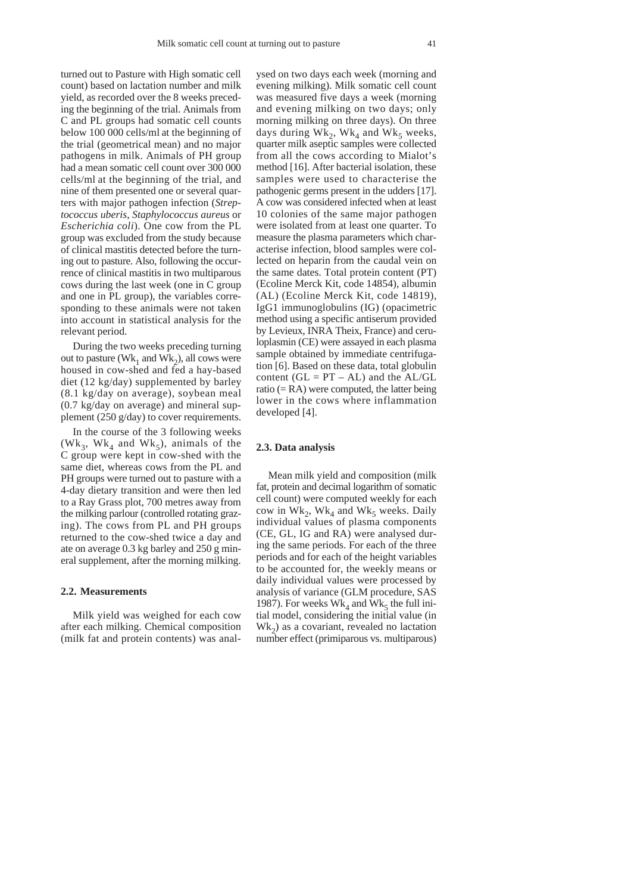turned out to Pasture with High somatic cell count) based on lactation number and milk yield, as recorded over the 8 weeks preceding the beginning of the trial. Animals from C and PL groups had somatic cell counts below 100 000 cells/ml at the beginning of the trial (geometrical mean) and no major pathogens in milk. Animals of PH group had a mean somatic cell count over 300 000 cells/ml at the beginning of the trial, and nine of them presented one or several quarters with major pathogen infection (*Streptococcus uberis*, *Staphylococcus aureus* or *Escherichia coli*). One cow from the PL group was excluded from the study because of clinical mastitis detected before the turning out to pasture. Also, following the occurrence of clinical mastitis in two multiparous cows during the last week (one in C group and one in PL group), the variables corresponding to these animals were not taken into account in statistical analysis for the relevant period.

During the two weeks preceding turning out to pasture ($Wk_1$ and $Wk_2$), all cows were housed in cow-shed and fed a hay-based diet (12 kg/day) supplemented by barley (8.1 kg/day on average), soybean meal (0.7 kg/day on average) and mineral supplement (250 g/day) to cover requirements.

In the course of the 3 following weeks ($Wk_3$, $Wk_4$ and $Wk_5$), animals of the C group were kept in cow-shed with the same diet, whereas cows from the PL and PH groups were turned out to pasture with a 4-day dietary transition and were then led to a Ray Grass plot, 700 metres away from the milking parlour (controlled rotating grazing). The cows from PL and PH groups returned to the cow-shed twice a day and ate on average 0.3 kg barley and 250 g mineral supplement, after the morning milking.

### 2.2. Measurements

Milk yield was weighed for each cow after each milking. Chemical composition (milk fat and protein contents) was analysed on two days each week (morning and evening milking). Milk somatic cell count was measured five days a week (morning and evening milking on two days; only morning milking on three days). On three days during $Wk_2$, $Wk_4$ and $Wk_5$ weeks, quarter milk aseptic samples were collected from all the cows according to Mialot's method [16]. After bacterial isolation, these samples were used to characterise the pathogenic germs present in the udders [17]. A cow was considered infected when at least 10 colonies of the same major pathogen were isolated from at least one quarter. To measure the plasma parameters which characterise infection, blood samples were collected on heparin from the caudal vein on the same dates. Total protein content (PT) (Ecoline Merck Kit, code 14854), albumin (AL) (Ecoline Merck Kit, code 14819), IgG1 immunoglobulins (IG) (opacimetric method using a specific antiserum provided by Levieux, INRA Theix, France) and ceruloplasmin (CE) were assayed in each plasma sample obtained by immediate centrifugation [6]. Based on these data, total globulin content (GL = PT – AL) and the AL/GL ratio (= RA) were computed, the latter being lower in the cows where inflammation developed [4].

### 2.3. Data analysis

Mean milk yield and composition (milk fat, protein and decimal logarithm of somatic cell count) were computed weekly for each cow in $Wk_2$, $Wk_4$ and $Wk_5$ weeks. Daily individual values of plasma components (CE, GL, IG and RA) were analysed during the same periods. For each of the three periods and for each of the height variables to be accounted for, the weekly means or daily individual values were processed by analysis of variance (GLM procedure, SAS 1987). For weeks $Wk_4$ and $Wk_5$ the full initial model, considering the initial value (in $Wk_2$) as a covariant, revealed no lactation number effect (primiparous vs. multiparous)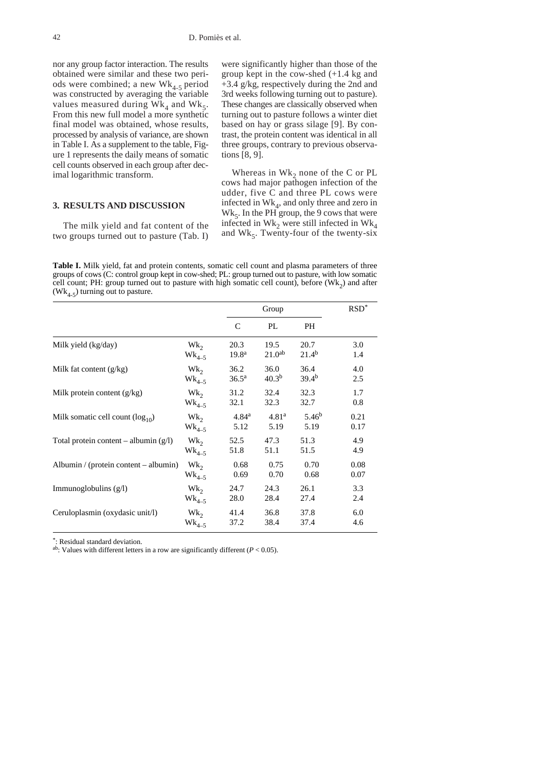nor any group factor interaction. The results obtained were similar and these two periods were combined; a new $Wk_{4-5}$ period was constructed by averaging the variable values measured during $Wk_4$ and $Wk_5$. From this new full model a more synthetic final model was obtained, whose results, processed by analysis of variance, are shown in Table I. As a supplement to the table, Figure 1 represents the daily means of somatic cell counts observed in each group after decimal logarithmic transform.

## 3. RESULTS AND DISCUSSION

The milk yield and fat content of the two groups turned out to pasture (Tab. I) were significantly higher than those of the group kept in the cow-shed (+1.4 kg and +3.4 g/kg, respectively during the 2nd and 3rd weeks following turning out to pasture). These changes are classically observed when turning out to pasture follows a winter diet based on hay or grass silage [9]. By contrast, the protein content was identical in all three groups, contrary to previous observations [8, 9].

Whereas in $Wk_2$ none of the C or PL cows had major pathogen infection of the udder, five C and three PL cows were infected in $Wk_4$, and only three and zero in $Wk_5$. In the PH group, the 9 cows that were infected in $Wk_2$ were still infected in $Wk_4$ and $Wk_5$. Twenty-four of the twenty-six

**Table I.** Milk yield, fat and protein contents, somatic cell count and plasma parameters of three groups of cows (C: control group kept in cow-shed; PL: group turned out to pasture, with low somatic cell count; PH: group turned out to pasture with high somatic cell count), before ($Wk_2$) and after ($Wk_{4-5}$) turning out to pasture.

| | | Group | | | RSD* |
|---|---|---|---|---|---|
| | | C | PL | PH | |
| Milk yield (kg/day) | $Wk_2$ | 20.3 | 19.5 | 20.7 | 3.0 |
| | $Wk_{4-5}$ | 19.8$^a$ | 21.0$^{ab}$ | 21.4$^b$ | 1.4 |
| Milk fat content (g/kg) | $Wk_2$ | 36.2 | 36.0 | 36.4 | 4.0 |
| | $Wk_{4-5}$ | 36.5$^a$ | 40.3$^b$ | 39.4$^b$ | 2.5 |
| Milk protein content (g/kg) | $Wk_2$ | 31.2 | 32.4 | 32.3 | 1.7 |
| | $Wk_{4-5}$ | 32.1 | 32.3 | 32.7 | 0.8 |
| Milk somatic cell count ($\log_{10}$) | $Wk_2$ | 4.84$^a$ | 4.81$^a$ | 5.46$^b$ | 0.21 |
| | $Wk_{4-5}$ | 5.12 | 5.19 | 5.19 | 0.17 |
| Total protein content – albumin (g/l) | $Wk_2$ | 52.5 | 47.3 | 51.3 | 4.9 |
| | $Wk_{4-5}$ | 51.8 | 51.1 | 51.5 | 4.9 |
| Albumin / (protein content – albumin) | $Wk_2$ | 0.68 | 0.75 | 0.70 | 0.08 |
| | $Wk_{4-5}$ | 0.69 | 0.70 | 0.68 | 0.07 |
| Immunoglobulins (g/l) | $Wk_2$ | 24.7 | 24.3 | 26.1 | 3.3 |
| | $Wk_{4-5}$ | 28.0 | 28.4 | 27.4 | 2.4 |
| Ceruloplasmin (oxydasic unit/l) | $Wk_2$ | 41.4 | 36.8 | 37.8 | 6.0 |
| | $Wk_{4-5}$ | 37.2 | 38.4 | 37.4 | 4.6 |

*: Residual standard deviation.

ab: Values with different letters in a row are significantly different ($P < 0.05$).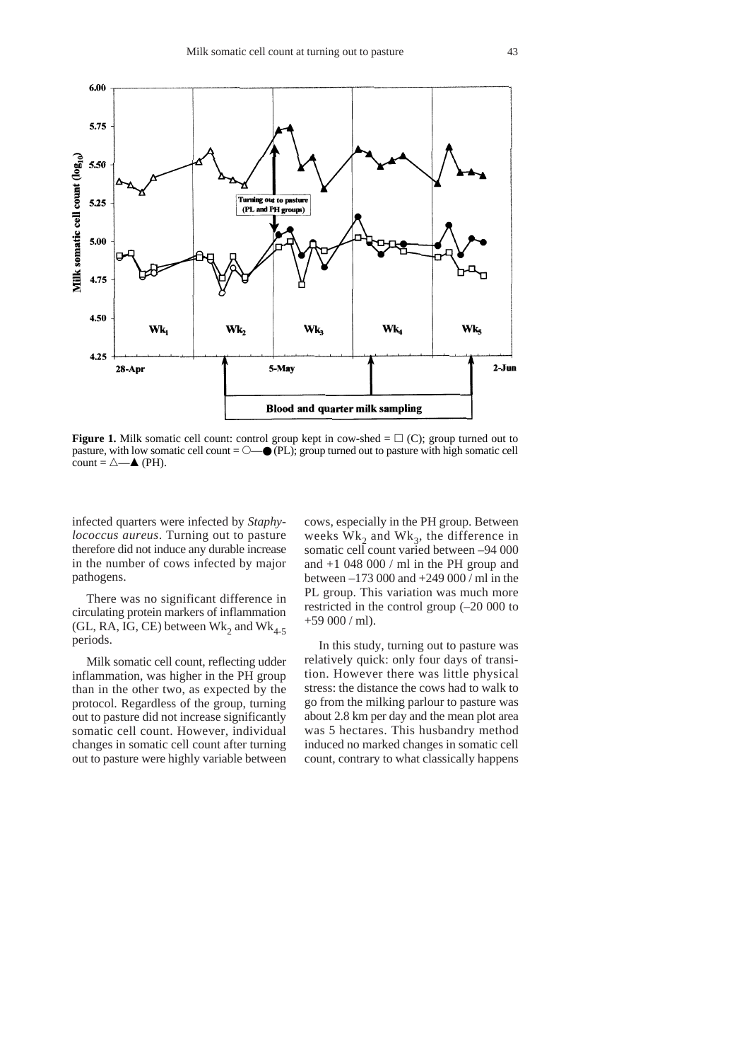**Figure 1.** Milk somatic cell count: control group kept in cow-shed = □ (C); group turned out to pasture, with low somatic cell count = ○—● (PL); group turned out to pasture with high somatic cell count = △—▲ (PH).

infected quarters were infected by *Staphylococcus aureus*. Turning out to pasture therefore did not induce any durable increase in the number of cows infected by major pathogens.

There was no significant difference in circulating protein markers of inflammation (GL, RA, IG, CE) between $Wk_2$ and $Wk_{4\text{-}5}$ periods.

Milk somatic cell count, reflecting udder inflammation, was higher in the PH group than in the other two, as expected by the protocol. Regardless of the group, turning out to pasture did not increase significantly somatic cell count. However, individual changes in somatic cell count after turning out to pasture were highly variable between cows, especially in the PH group. Between weeks $Wk_2$ and $Wk_3$, the difference in somatic cell count varied between –94 000 and +1 048 000 / ml in the PH group and between –173 000 and +249 000 / ml in the PL group. This variation was much more restricted in the control group (–20 000 to +59 000 / ml).

In this study, turning out to pasture was relatively quick: only four days of transition. However there was little physical stress: the distance the cows had to walk to go from the milking parlour to pasture was about 2.8 km per day and the mean plot area was 5 hectares. This husbandry method induced no marked changes in somatic cell count, contrary to what classically happens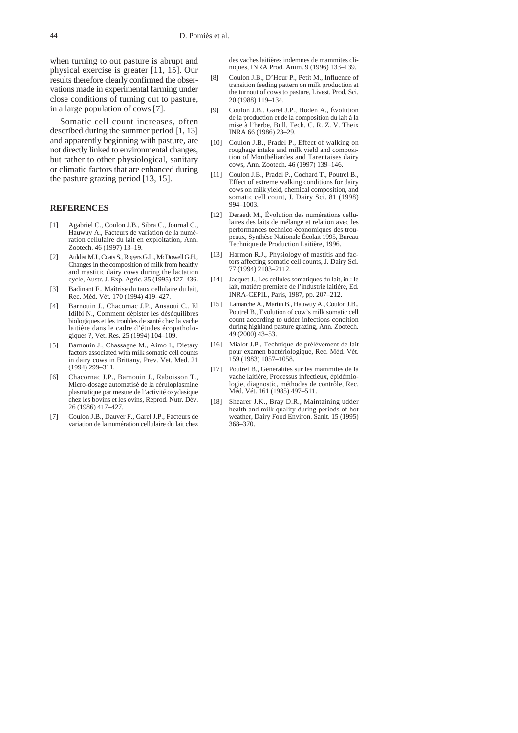when turning to out pasture is abrupt and physical exercise is greater [11, 15]. Our results therefore clearly confirmed the observations made in experimental farming under close conditions of turning out to pasture, in a large population of cows [7].

Somatic cell count increases, often described during the summer period [1, 13] and apparently beginning with pasture, are not directly linked to environmental changes, but rather to other physiological, sanitary or climatic factors that are enhanced during the pasture grazing period [13, 15].

## REFERENCES

[1] Agabriel C., Coulon J.B., Sibra C., Journal C., Hauwuy A., Facteurs de variation de la numération cellulaire du lait en exploitation, Ann. Zootech. 46 (1997) 13–19.

[2] Auldist M.J., Coats S., Rogers G.L., McDowell G.H., Changes in the composition of milk from healthy and mastitic dairy cows during the lactation cycle, Austr. J. Exp. Agric. 35 (1995) 427–436.

[3] Badinant F., Maîtrise du taux cellulaire du lait, Rec. Méd. Vét. 170 (1994) 419–427.

[4] Barnouin J., Chacornac J.P., Ansaoui C., El Idilbi N., Comment dépister les déséquilibres biologiques et les troubles de santé chez la vache laitière dans le cadre d'études écopathologiques ?, Vet. Res. 25 (1994) 104–109.

[5] Barnouin J., Chassagne M., Aimo I., Dietary factors associated with milk somatic cell counts in dairy cows in Brittany, Prev. Vet. Med. 21 (1994) 299–311.

[6] Chacornac J.P., Barnouin J., Raboisson T., Micro-dosage automatisé de la céruloplasmine plasmatique par mesure de l'activité oxydasique chez les bovins et les ovins, Reprod. Nutr. Dév. 26 (1986) 417–427.

[7] Coulon J.B., Dauver F., Garel J.P., Facteurs de variation de la numération cellulaire du lait chez des vaches laitières indemnes de mammites cliniques, INRA Prod. Anim. 9 (1996) 133–139.

[8] Coulon J.B., D'Hour P., Petit M., Influence of transition feeding pattern on milk production at the turnout of cows to pasture, Livest. Prod. Sci. 20 (1988) 119–134.

[9] Coulon J.B., Garel J.P., Hoden A., Évolution de la production et de la composition du lait à la mise à l'herbe, Bull. Tech. C. R. Z. V. Theix INRA 66 (1986) 23–29.

[10] Coulon J.B., Pradel P., Effect of walking on roughage intake and milk yield and composition of Montbéliardes and Tarentaises dairy cows, Ann. Zootech. 46 (1997) 139–146.

[11] Coulon J.B., Pradel P., Cochard T., Poutrel B., Effect of extreme walking conditions for dairy cows on milk yield, chemical composition, and somatic cell count, J. Dairy Sci. 81 (1998) 994–1003.

[12] Deraedt M., Évolution des numérations cellulaires des laits de mélange et relation avec les performances technico-économiques des troupeaux, Synthèse Nationale Écolait 1995, Bureau Technique de Production Laitière, 1996.

[13] Harmon R.J., Physiology of mastitis and factors affecting somatic cell counts, J. Dairy Sci. 77 (1994) 2103–2112.

[14] Jacquet J., Les cellules somatiques du lait, in : le lait, matière première de l'industrie laitière, Ed. INRA-CEPIL, Paris, 1987, pp. 207–212.

[15] Lamarche A., Martin B., Hauwuy A., Coulon J.B., Poutrel B., Evolution of cow's milk somatic cell count according to udder infections condition during highland pasture grazing, Ann. Zootech. 49 (2000) 43–53.

[16] Mialot J.P., Technique de prélèvement de lait pour examen bactériologique, Rec. Méd. Vét. 159 (1983) 1057–1058.

[17] Poutrel B., Généralités sur les mammites de la vache laitière, Processus infectieux, épidémiologie, diagnostic, méthodes de contrôle, Rec. Méd. Vét. 161 (1985) 497–511.

[18] Shearer J.K., Bray D.R., Maintaining udder health and milk quality during periods of hot weather, Dairy Food Environ. Sanit. 15 (1995) 368–370.